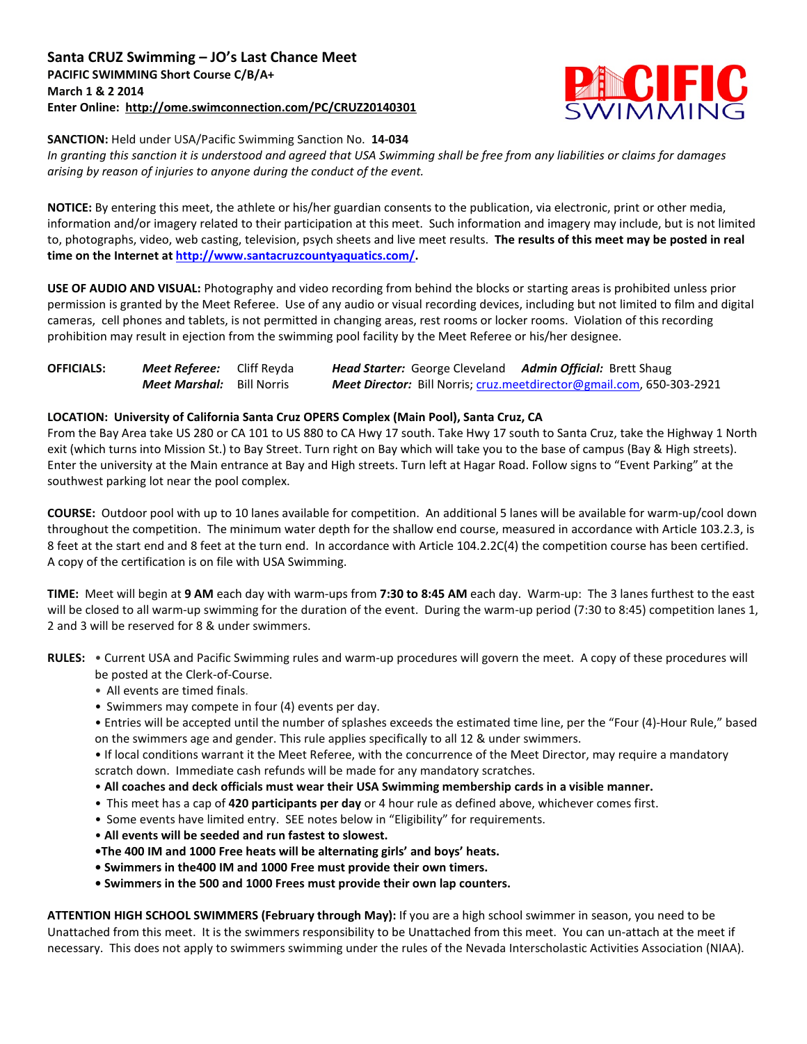# Santa CRUZ Swimming – JO's Last Chance Meet

**PACIFIC SWIMMING Short Course C/B/A+**
**March 1 & 2 2014**
**Enter Online: http://ome.swimconnection.com/PC/CRUZ20140301**

**SANCTION:** Held under USA/Pacific Swimming Sanction No. **14-034**
*In granting this sanction it is understood and agreed that USA Swimming shall be free from any liabilities or claims for damages arising by reason of injuries to anyone during the conduct of the event.*

**NOTICE:** By entering this meet, the athlete or his/her guardian consents to the publication, via electronic, print or other media, information and/or imagery related to their participation at this meet. Such information and imagery may include, but is not limited to, photographs, video, web casting, television, psych sheets and live meet results. **The results of this meet may be posted in real time on the Internet at http://www.santacruzcountyaquatics.com/.**

**USE OF AUDIO AND VISUAL:** Photography and video recording from behind the blocks or starting areas is prohibited unless prior permission is granted by the Meet Referee. Use of any audio or visual recording devices, including but not limited to film and digital cameras, cell phones and tablets, is not permitted in changing areas, rest rooms or locker rooms. Violation of this recording prohibition may result in ejection from the swimming pool facility by the Meet Referee or his/her designee.

**OFFICIALS:** ***Meet Referee:*** Cliff Reyda ***Head Starter:*** George Cleveland ***Admin Official:*** Brett Shaug
***Meet Marshal:*** Bill Norris ***Meet Director:*** Bill Norris; cruz.meetdirector@gmail.com, 650-303-2921

**LOCATION: University of California Santa Cruz OPERS Complex (Main Pool), Santa Cruz, CA**
From the Bay Area take US 280 or CA 101 to US 880 to CA Hwy 17 south. Take Hwy 17 south to Santa Cruz, take the Highway 1 North exit (which turns into Mission St.) to Bay Street. Turn right on Bay which will take you to the base of campus (Bay & High streets). Enter the university at the Main entrance at Bay and High streets. Turn left at Hagar Road. Follow signs to "Event Parking" at the southwest parking lot near the pool complex.

**COURSE:** Outdoor pool with up to 10 lanes available for competition. An additional 5 lanes will be available for warm-up/cool down throughout the competition. The minimum water depth for the shallow end course, measured in accordance with Article 103.2.3, is 8 feet at the start end and 8 feet at the turn end. In accordance with Article 104.2.2C(4) the competition course has been certified. A copy of the certification is on file with USA Swimming.

**TIME:** Meet will begin at **9 AM** each day with warm-ups from **7:30 to 8:45 AM** each day. Warm-up: The 3 lanes furthest to the east will be closed to all warm-up swimming for the duration of the event. During the warm-up period (7:30 to 8:45) competition lanes 1, 2 and 3 will be reserved for 8 & under swimmers.

**RULES:**

- Current USA and Pacific Swimming rules and warm-up procedures will govern the meet. A copy of these procedures will be posted at the Clerk-of-Course.
- All events are timed finals.
- Swimmers may compete in four (4) events per day.
- Entries will be accepted until the number of splashes exceeds the estimated time line, per the "Four (4)-Hour Rule," based on the swimmers age and gender. This rule applies specifically to all 12 & under swimmers.
- If local conditions warrant it the Meet Referee, with the concurrence of the Meet Director, may require a mandatory scratch down. Immediate cash refunds will be made for any mandatory scratches.
- **All coaches and deck officials must wear their USA Swimming membership cards in a visible manner.**
- This meet has a cap of **420 participants per day** or 4 hour rule as defined above, whichever comes first.
- Some events have limited entry. SEE notes below in "Eligibility" for requirements.
- **All events will be seeded and run fastest to slowest.**
- **The 400 IM and 1000 Free heats will be alternating girls' and boys' heats.**
- **Swimmers in the400 IM and 1000 Free must provide their own timers.**
- **Swimmers in the 500 and 1000 Frees must provide their own lap counters.**

**ATTENTION HIGH SCHOOL SWIMMERS (February through May):** If you are a high school swimmer in season, you need to be Unattached from this meet. It is the swimmers responsibility to be Unattached from this meet. You can un-attach at the meet if necessary. This does not apply to swimmers swimming under the rules of the Nevada Interscholastic Activities Association (NIAA).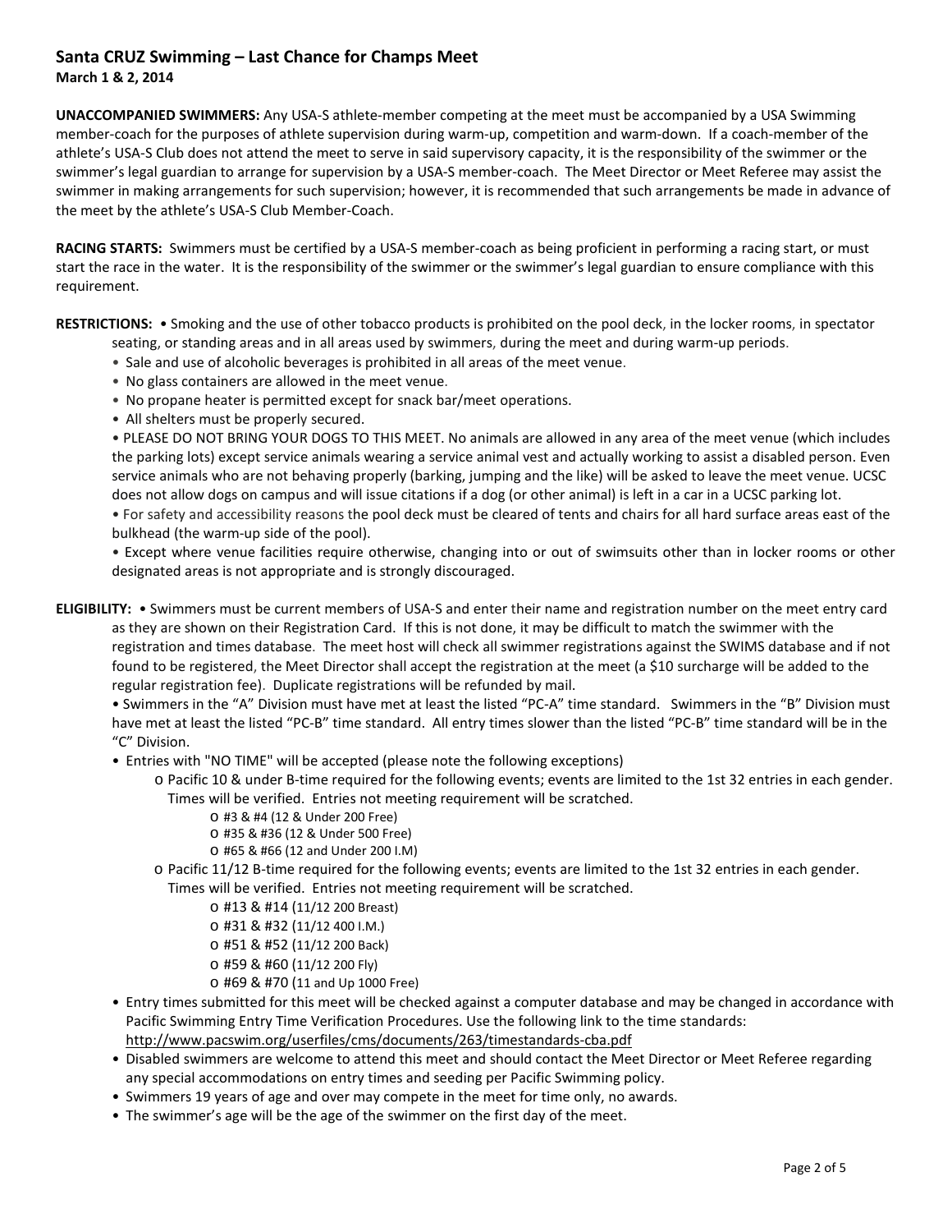## Santa CRUZ Swimming – Last Chance for Champs Meet

**March 1 & 2, 2014**

**UNACCOMPANIED SWIMMERS:** Any USA-S athlete-member competing at the meet must be accompanied by a USA Swimming member-coach for the purposes of athlete supervision during warm-up, competition and warm-down. If a coach-member of the athlete's USA-S Club does not attend the meet to serve in said supervisory capacity, it is the responsibility of the swimmer or the swimmer's legal guardian to arrange for supervision by a USA-S member-coach. The Meet Director or Meet Referee may assist the swimmer in making arrangements for such supervision; however, it is recommended that such arrangements be made in advance of the meet by the athlete's USA-S Club Member-Coach.

**RACING STARTS:** Swimmers must be certified by a USA-S member-coach as being proficient in performing a racing start, or must start the race in the water. It is the responsibility of the swimmer or the swimmer's legal guardian to ensure compliance with this requirement.

**RESTRICTIONS:**
- Smoking and the use of other tobacco products is prohibited on the pool deck, in the locker rooms, in spectator seating, or standing areas and in all areas used by swimmers, during the meet and during warm-up periods.
- Sale and use of alcoholic beverages is prohibited in all areas of the meet venue.
- No glass containers are allowed in the meet venue.
- No propane heater is permitted except for snack bar/meet operations.
- All shelters must be properly secured.
- PLEASE DO NOT BRING YOUR DOGS TO THIS MEET. No animals are allowed in any area of the meet venue (which includes the parking lots) except service animals wearing a service animal vest and actually working to assist a disabled person. Even service animals who are not behaving properly (barking, jumping and the like) will be asked to leave the meet venue. UCSC does not allow dogs on campus and will issue citations if a dog (or other animal) is left in a car in a UCSC parking lot.
- For safety and accessibility reasons the pool deck must be cleared of tents and chairs for all hard surface areas east of the bulkhead (the warm-up side of the pool).
- Except where venue facilities require otherwise, changing into or out of swimsuits other than in locker rooms or other designated areas is not appropriate and is strongly discouraged.

**ELIGIBILITY:**
- Swimmers must be current members of USA-S and enter their name and registration number on the meet entry card as they are shown on their Registration Card. If this is not done, it may be difficult to match the swimmer with the registration and times database. The meet host will check all swimmer registrations against the SWIMS database and if not found to be registered, the Meet Director shall accept the registration at the meet (a $10 surcharge will be added to the regular registration fee). Duplicate registrations will be refunded by mail.
- Swimmers in the "A" Division must have met at least the listed "PC-A" time standard. Swimmers in the "B" Division must have met at least the listed "PC-B" time standard. All entry times slower than the listed "PC-B" time standard will be in the "C" Division.
- Entries with "NO TIME" will be accepted (please note the following exceptions)
  - Pacific 10 & under B-time required for the following events; events are limited to the 1st 32 entries in each gender. Times will be verified. Entries not meeting requirement will be scratched.
    - #3 & #4 (12 & Under 200 Free)
    - #35 & #36 (12 & Under 500 Free)
    - #65 & #66 (12 and Under 200 I.M)
  - Pacific 11/12 B-time required for the following events; events are limited to the 1st 32 entries in each gender. Times will be verified. Entries not meeting requirement will be scratched.
    - #13 & #14 (11/12 200 Breast)
    - #31 & #32 (11/12 400 I.M.)
    - #51 & #52 (11/12 200 Back)
    - #59 & #60 (11/12 200 Fly)
    - #69 & #70 (11 and Up 1000 Free)
- Entry times submitted for this meet will be checked against a computer database and may be changed in accordance with Pacific Swimming Entry Time Verification Procedures. Use the following link to the time standards: http://www.pacswim.org/userfiles/cms/documents/263/timestandards-cba.pdf
- Disabled swimmers are welcome to attend this meet and should contact the Meet Director or Meet Referee regarding any special accommodations on entry times and seeding per Pacific Swimming policy.
- Swimmers 19 years of age and over may compete in the meet for time only, no awards.
- The swimmer's age will be the age of the swimmer on the first day of the meet.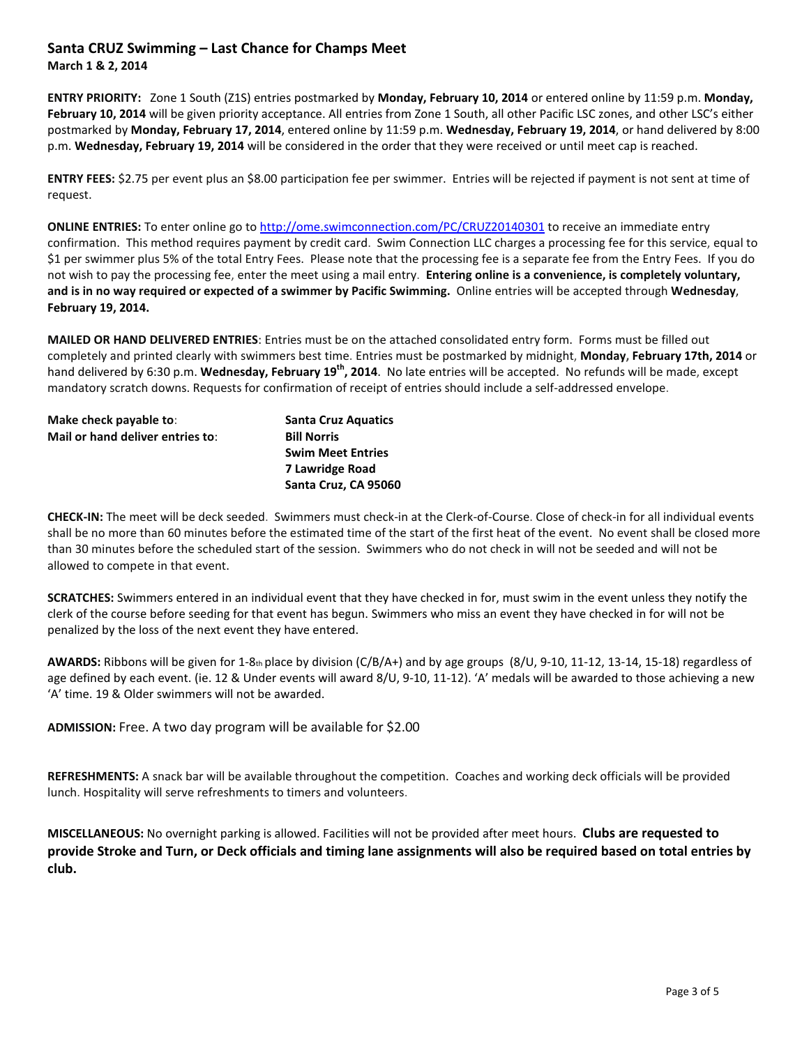## Santa CRUZ Swimming – Last Chance for Champs Meet
**March 1 & 2, 2014**

**ENTRY PRIORITY:** Zone 1 South (Z1S) entries postmarked by **Monday, February 10, 2014** or entered online by 11:59 p.m. **Monday, February 10, 2014** will be given priority acceptance. All entries from Zone 1 South, all other Pacific LSC zones, and other LSC's either postmarked by **Monday, February 17, 2014**, entered online by 11:59 p.m. **Wednesday, February 19, 2014**, or hand delivered by 8:00 p.m. **Wednesday, February 19, 2014** will be considered in the order that they were received or until meet cap is reached.

**ENTRY FEES:** $2.75 per event plus an $8.00 participation fee per swimmer. Entries will be rejected if payment is not sent at time of request.

**ONLINE ENTRIES:** To enter online go to http://ome.swimconnection.com/PC/CRUZ20140301 to receive an immediate entry confirmation. This method requires payment by credit card. Swim Connection LLC charges a processing fee for this service, equal to $1 per swimmer plus 5% of the total Entry Fees. Please note that the processing fee is a separate fee from the Entry Fees. If you do not wish to pay the processing fee, enter the meet using a mail entry. **Entering online is a convenience, is completely voluntary, and is in no way required or expected of a swimmer by Pacific Swimming.** Online entries will be accepted through **Wednesday**, **February 19, 2014.**

**MAILED OR HAND DELIVERED ENTRIES**: Entries must be on the attached consolidated entry form. Forms must be filled out completely and printed clearly with swimmers best time. Entries must be postmarked by midnight, **Monday, February 17th, 2014** or hand delivered by 6:30 p.m. **Wednesday, February 19th, 2014**. No late entries will be accepted. No refunds will be made, except mandatory scratch downs. Requests for confirmation of receipt of entries should include a self-addressed envelope.

**Make check payable to**: **Santa Cruz Aquatics**
**Mail or hand deliver entries to**: **Bill Norris**
**Swim Meet Entries**
**7 Lawridge Road**
**Santa Cruz, CA 95060**

**CHECK-IN:** The meet will be deck seeded. Swimmers must check-in at the Clerk-of-Course. Close of check-in for all individual events shall be no more than 60 minutes before the estimated time of the start of the first heat of the event. No event shall be closed more than 30 minutes before the scheduled start of the session. Swimmers who do not check in will not be seeded and will not be allowed to compete in that event.

**SCRATCHES:** Swimmers entered in an individual event that they have checked in for, must swim in the event unless they notify the clerk of the course before seeding for that event has begun. Swimmers who miss an event they have checked in for will not be penalized by the loss of the next event they have entered.

**AWARDS:** Ribbons will be given for 1-8th place by division (C/B/A+) and by age groups (8/U, 9-10, 11-12, 13-14, 15-18) regardless of age defined by each event. (ie. 12 & Under events will award 8/U, 9-10, 11-12). 'A' medals will be awarded to those achieving a new 'A' time. 19 & Older swimmers will not be awarded.

**ADMISSION:** Free. A two day program will be available for $2.00

**REFRESHMENTS:** A snack bar will be available throughout the competition. Coaches and working deck officials will be provided lunch. Hospitality will serve refreshments to timers and volunteers.

**MISCELLANEOUS:** No overnight parking is allowed. Facilities will not be provided after meet hours. **Clubs are requested to provide Stroke and Turn, or Deck officials and timing lane assignments will also be required based on total entries by club.**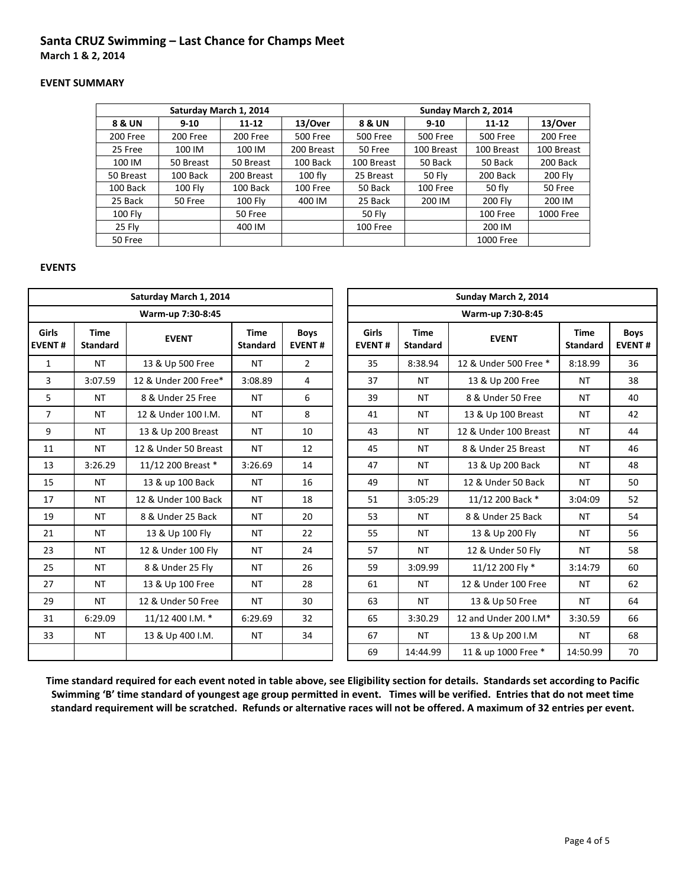## Santa CRUZ Swimming – Last Chance for Champs Meet

**March 1 & 2, 2014**

### EVENT SUMMARY

| Saturday March 1, 2014 | | | | Sunday March 2, 2014 | | | |
|---|---|---|---|---|---|---|---|
| **8 & UN** | **9-10** | **11-12** | **13/Over** | **8 & UN** | **9-10** | **11-12** | **13/Over** |
| 200 Free | 200 Free | 200 Free | 500 Free | 500 Free | 500 Free | 500 Free | 200 Free |
| 25 Free | 100 IM | 100 IM | 200 Breast | 50 Free | 100 Breast | 100 Breast | 100 Breast |
| 100 IM | 50 Breast | 50 Breast | 100 Back | 100 Breast | 50 Back | 50 Back | 200 Back |
| 50 Breast | 100 Back | 200 Breast | 100 fly | 25 Breast | 50 Fly | 200 Back | 200 Fly |
| 100 Back | 100 Fly | 100 Back | 100 Free | 50 Back | 100 Free | 50 fly | 50 Free |
| 25 Back | 50 Free | 100 Fly | 400 IM | 25 Back | 200 IM | 200 Fly | 200 IM |
| 100 Fly | | 50 Free | | 50 Fly | | 100 Free | 1000 Free |
| 25 Fly | | 400 IM | | 100 Free | | 200 IM | |
| 50 Free | | | | | | 1000 Free | |

### EVENTS

| Saturday March 1, 2014 | | | | |
|---|---|---|---|---|
| Warm-up 7:30-8:45 | | | | |
| **Girls EVENT #** | **Time Standard** | **EVENT** | **Time Standard** | **Boys EVENT #** |
| 1 | NT | 13 & Up 500 Free | NT | 2 |
| 3 | 3:07.59 | 12 & Under 200 Free* | 3:08.89 | 4 |
| 5 | NT | 8 & Under 25 Free | NT | 6 |
| 7 | NT | 12 & Under 100 I.M. | NT | 8 |
| 9 | NT | 13 & Up 200 Breast | NT | 10 |
| 11 | NT | 12 & Under 50 Breast | NT | 12 |
| 13 | 3:26.29 | 11/12 200 Breast * | 3:26.69 | 14 |
| 15 | NT | 13 & up 100 Back | NT | 16 |
| 17 | NT | 12 & Under 100 Back | NT | 18 |
| 19 | NT | 8 & Under 25 Back | NT | 20 |
| 21 | NT | 13 & Up 100 Fly | NT | 22 |
| 23 | NT | 12 & Under 100 Fly | NT | 24 |
| 25 | NT | 8 & Under 25 Fly | NT | 26 |
| 27 | NT | 13 & Up 100 Free | NT | 28 |
| 29 | NT | 12 & Under 50 Free | NT | 30 |
| 31 | 6:29.09 | 11/12 400 I.M. * | 6:29.69 | 32 |
| 33 | NT | 13 & Up 400 I.M. | NT | 34 |

| Sunday March 2, 2014 | | | | |
|---|---|---|---|---|
| Warm-up 7:30-8:45 | | | | |
| **Girls EVENT #** | **Time Standard** | **EVENT** | **Time Standard** | **Boys EVENT #** |
| 35 | 8:38.94 | 12 & Under 500 Free * | 8:18.99 | 36 |
| 37 | NT | 13 & Up 200 Free | NT | 38 |
| 39 | NT | 8 & Under 50 Free | NT | 40 |
| 41 | NT | 13 & Up 100 Breast | NT | 42 |
| 43 | NT | 12 & Under 100 Breast | NT | 44 |
| 45 | NT | 8 & Under 25 Breast | NT | 46 |
| 47 | NT | 13 & Up 200 Back | NT | 48 |
| 49 | NT | 12 & Under 50 Back | NT | 50 |
| 51 | 3:05:29 | 11/12 200 Back * | 3:04:09 | 52 |
| 53 | NT | 8 & Under 25 Back | NT | 54 |
| 55 | NT | 13 & Up 200 Fly | NT | 56 |
| 57 | NT | 12 & Under 50 Fly | NT | 58 |
| 59 | 3:09.99 | 11/12 200 Fly * | 3:14:79 | 60 |
| 61 | NT | 12 & Under 100 Free | NT | 62 |
| 63 | NT | 13 & Up 50 Free | NT | 64 |
| 65 | 3:30.29 | 12 and Under 200 I.M* | 3:30.59 | 66 |
| 67 | NT | 13 & Up 200 I.M | NT | 68 |
| 69 | 14:44.99 | 11 & up 1000 Free * | 14:50.99 | 70 |

**Time standard required for each event noted in table above, see Eligibility section for details. Standards set according to Pacific Swimming 'B' time standard of youngest age group permitted in event. Times will be verified. Entries that do not meet time standard requirement will be scratched. Refunds or alternative races will not be offered. A maximum of 32 entries per event.**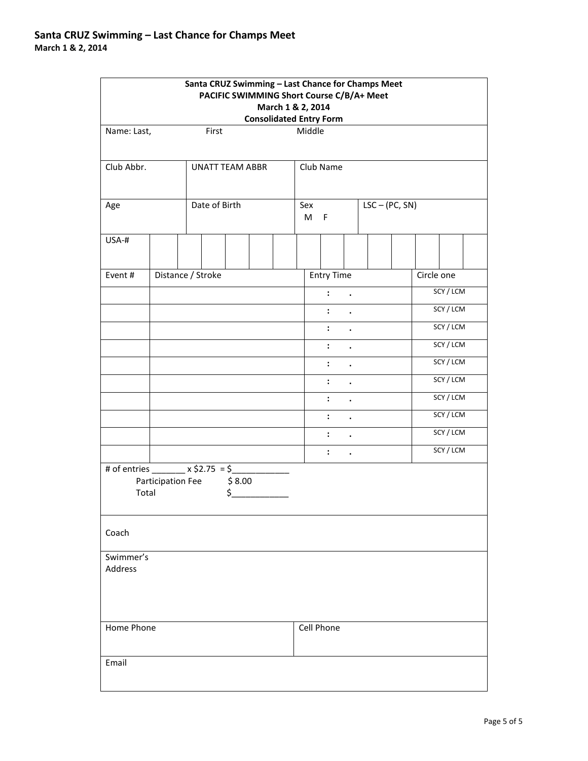## Santa CRUZ Swimming – Last Chance for Champs Meet
**March 1 & 2, 2014**

**Santa CRUZ Swimming – Last Chance for Champs Meet**
**PACIFIC SWIMMING Short Course C/B/A+ Meet**
**March 1 & 2, 2014**
**Consolidated Entry Form**

| | | | |
|---|---|---|---|
| Name: Last, | First | Middle | |
| Club Abbr. | UNATT TEAM ABBR | Club Name | |
| Age | Date of Birth | Sex M F | LSC – (PC, SN) |
| USA-# | | | |

| Event # | Distance / Stroke | Entry Time | Circle one |
|---|---|---|---|
| | | : . | SCY / LCM |
| | | : . | SCY / LCM |
| | | : . | SCY / LCM |
| | | : . | SCY / LCM |
| | | : . | SCY / LCM |
| | | : . | SCY / LCM |
| | | : . | SCY / LCM |
| | | : . | SCY / LCM |
| | | : . | SCY / LCM |
| | | : . | SCY / LCM |

# of entries _______ x $2.75 = $____________
Participation Fee $ 8.00
Total $____________

Coach

Swimmer's Address

| | |
|---|---|
| Home Phone | Cell Phone |

Email